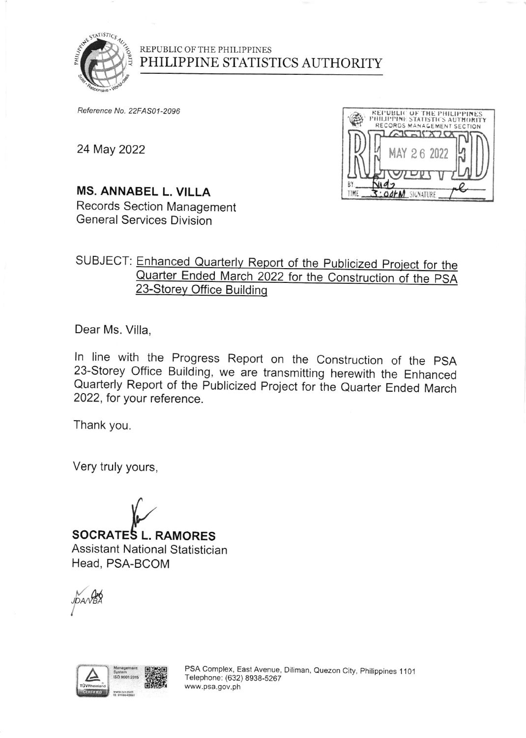REPUBLIC OF THE PHILIPPINES

# PHILIPPINE STATISTICS AUTHORITY

*Reference No. 22FAS01-2096*

24 May 2022

REPUBLIC OF THE PHILIPPINES
PHILIPPINE STATISTICS AUTHORITY
RECORDS MANAGEMENT SECTION
RECEIVED
MAY 26 2022
BY: Nido
TIME: 3:00PM SIGNATURE

**MS. ANNABEL L. VILLA**
Records Section Management
General Services Division

SUBJECT: Enhanced Quarterly Report of the Publicized Project for the Quarter Ended March 2022 for the Construction of the PSA 23-Storey Office Building

Dear Ms. Villa,

In line with the Progress Report on the Construction of the PSA 23-Storey Office Building, we are transmitting herewith the Enhanced Quarterly Report of the Publicized Project for the Quarter Ended March 2022, for your reference.

Thank you.

Very truly yours,

**SOCRATES L. RAMORES**
Assistant National Statistician
Head, PSA-BCOM

JDA/VBA

PSA Complex, East Avenue, Diliman, Quezon City, Philippines 1101
Telephone: (632) 8938-5267
www.psa.gov.ph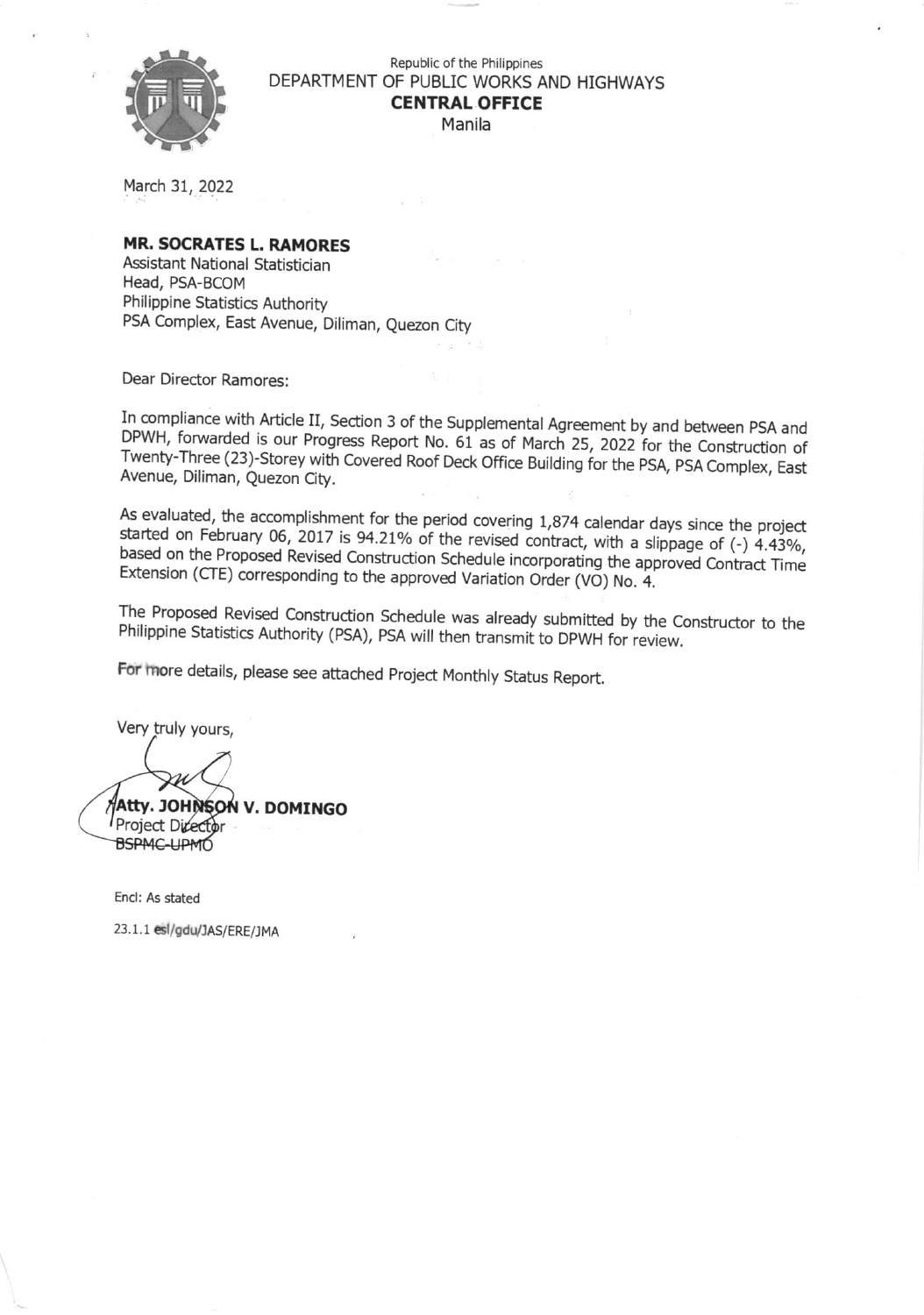Republic of the Philippines
DEPARTMENT OF PUBLIC WORKS AND HIGHWAYS
**CENTRAL OFFICE**
Manila

March 31, 2022

**MR. SOCRATES L. RAMORES**
Assistant National Statistician
Head, PSA-BCOM
Philippine Statistics Authority
PSA Complex, East Avenue, Diliman, Quezon City

Dear Director Ramores:

In compliance with Article II, Section 3 of the Supplemental Agreement by and between PSA and DPWH, forwarded is our Progress Report No. 61 as of March 25, 2022 for the Construction of Twenty-Three (23)-Storey with Covered Roof Deck Office Building for the PSA, PSA Complex, East Avenue, Diliman, Quezon City.

As evaluated, the accomplishment for the period covering 1,874 calendar days since the project started on February 06, 2017 is 94.21% of the revised contract, with a slippage of (-) 4.43%, based on the Proposed Revised Construction Schedule incorporating the approved Contract Time Extension (CTE) corresponding to the approved Variation Order (VO) No. 4.

The Proposed Revised Construction Schedule was already submitted by the Constructor to the Philippine Statistics Authority (PSA), PSA will then transmit to DPWH for review.

For more details, please see attached Project Monthly Status Report.

Very truly yours,

**Atty. JOHNSON V. DOMINGO**
Project Director
BSPMC-UPMO

Encl: As stated

23.1.1 esl/gdu/JAS/ERE/JMA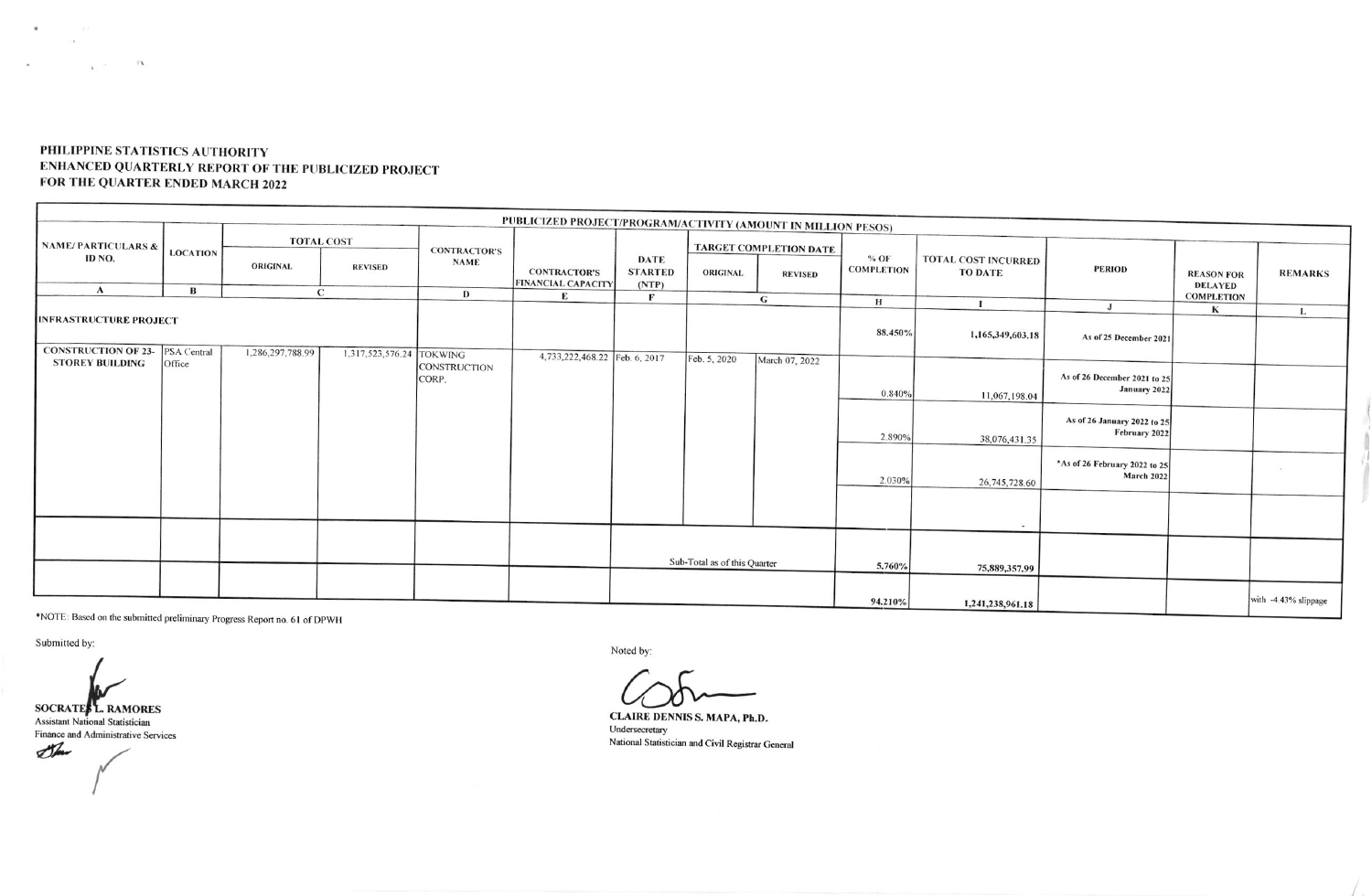**PHILIPPINE STATISTICS AUTHORITY**
**ENHANCED QUARTERLY REPORT OF THE PUBLICIZED PROJECT**
**FOR THE QUARTER ENDED MARCH 2022**

| PUBLICIZED PROJECT/PROGRAM/ACTIVITY (AMOUNT IN MILLION PESOS) | | | | | | | | | | | | | |
|---|---|---|---|---|---|---|---|---|---|---|---|---|---|
| NAME/ PARTICULARS & ID NO. | LOCATION | TOTAL COST | | CONTRACTOR'S NAME | CONTRACTOR'S FINANCIAL CAPACITY | DATE STARTED (NTP) | TARGET COMPLETION DATE | | % OF COMPLETION | TOTAL COST INCURRED TO DATE | PERIOD | REASON FOR DELAYED COMPLETION | REMARKS |
| | | ORIGINAL | REVISED | | | | ORIGINAL | REVISED | | | | | |
| A | B | C | | D | E | F | G | | H | I | J | K | L |
| INFRASTRUCTURE PROJECT | | | | | | | | | 88.450% | 1,165,349,603.18 | As of 25 December 2021 | | |
| CONSTRUCTION OF 23-STOREY BUILDING | PSA Central Office | 1,286,297,788.99 | 1,317,523,576.24 | TOKWING CONSTRUCTION CORP. | 4,733,222,468.22 | Feb. 6, 2017 | Feb. 5, 2020 | March 07, 2022 | 0.840% | 11,067,198.04 | As of 26 December 2021 to 25 January 2022 | | |
| | | | | | | | | | 2.890% | 38,076,431.35 | As of 26 January 2022 to 25 February 2022 | | |
| | | | | | | | | | 2.030% | 26,745,728.60 | *As of 26 February 2022 to 25 March 2022 | | |
| | | | | | | | | | | - | | | |
| | | | | | | Sub-Total as of this Quarter | | | 5.760% | 75,889,357.99 | | | |
| | | | | | | | | | 94.210% | 1,241,238,961.18 | | | with -4.43% slippage |

*NOTE: Based on the submitted preliminary Progress Report no. 61 of DPWH

Submitted by:

**SOCRATES L. RAMORES**
Assistant National Statistician
Finance and Administrative Services

Noted by:

**CLAIRE DENNIS S. MAPA, Ph.D.**
Undersecretary
National Statistician and Civil Registrar General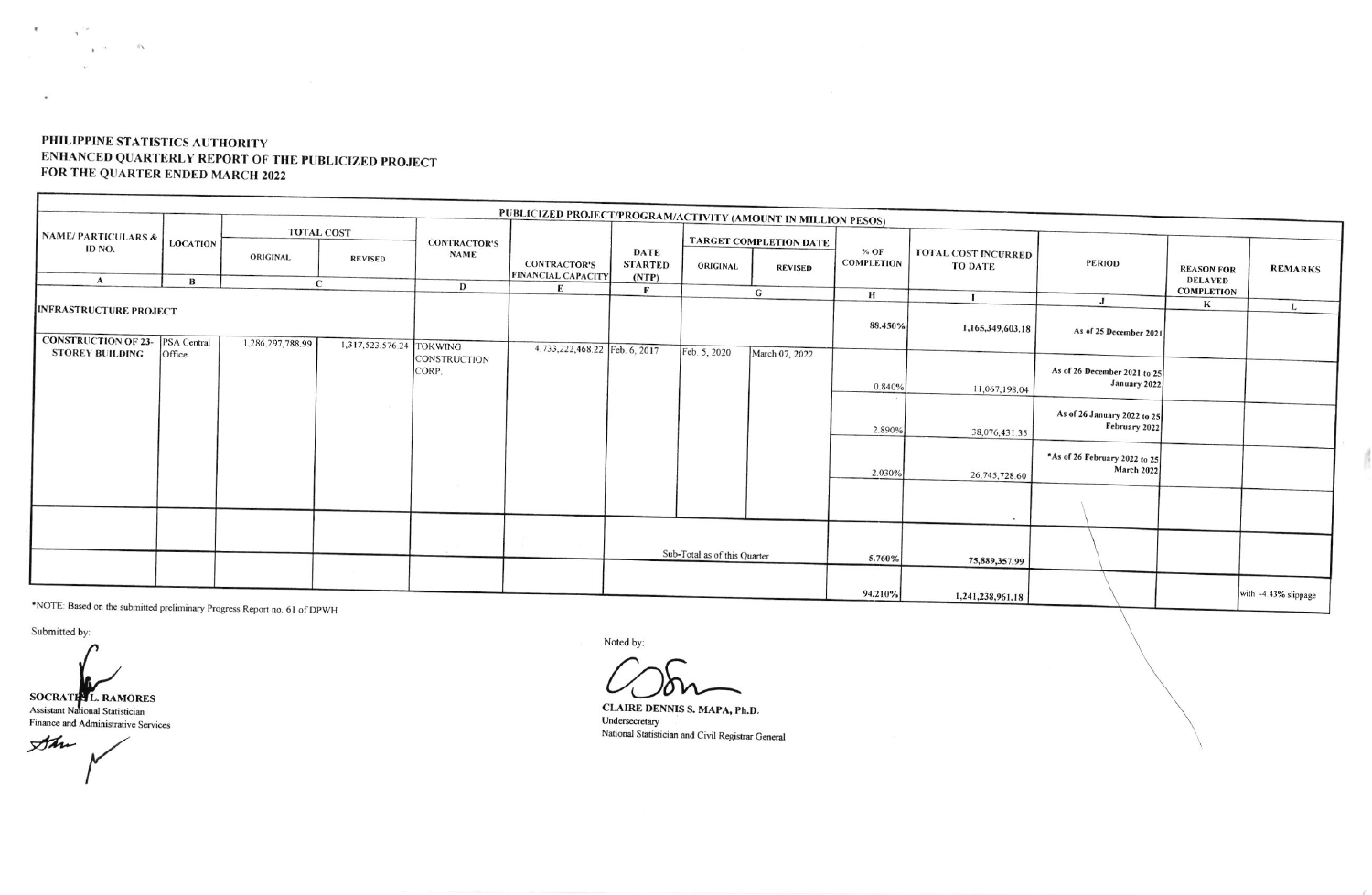PHILIPPINE STATISTICS AUTHORITY
ENHANCED QUARTERLY REPORT OF THE PUBLICIZED PROJECT
FOR THE QUARTER ENDED MARCH 2022

| PUBLICIZED PROJECT/PROGRAM/ACTIVITY (AMOUNT IN MILLION PESOS) | | | | | | | | | | | | | |
|---|---|---|---|---|---|---|---|---|---|---|---|---|---|
| NAME/ PARTICULARS & ID NO. | LOCATION | TOTAL COST | | CONTRACTOR'S NAME | CONTRACTOR'S FINANCIAL CAPACITY | DATE STARTED (NTP) | TARGET COMPLETION DATE | | % OF COMPLETION | TOTAL COST INCURRED TO DATE | PERIOD | REASON FOR DELAYED COMPLETION | REMARKS |
| | | ORIGINAL | REVISED | | | | ORIGINAL | REVISED | | | | | |
| A | B | C | | D | E | F | G | | H | I | J | K | L |
| INFRASTRUCTURE PROJECT | | | | | | | | | 88.450% | 1,165,349,603.18 | As of 25 December 2021 | | |
| CONSTRUCTION OF 23-STOREY BUILDING | PSA Central Office | 1,286,297,788.99 | 1,317,523,576.24 | TOKWING CONSTRUCTION CORP. | 4,733,222,468.22 | Feb. 6, 2017 | Feb. 5, 2020 | March 07, 2022 | 0.840% | 11,067,198.04 | As of 26 December 2021 to 25 January 2022 | | |
| | | | | | | | | | 2.890% | 38,076,431.35 | As of 26 January 2022 to 25 February 2022 | | |
| | | | | | | | | | 2.030% | 26,745,728.60 | *As of 26 February 2022 to 25 March 2022 | | |
| | | | | | | | | | | - | | | |
| | | | | | | Sub-Total as of this Quarter | | | 5.760% | 75,889,357.99 | | | |
| | | | | | | | | | 94.210% | 1,241,238,961.18 | | | with -4.43% slippage |

*NOTE: Based on the submitted preliminary Progress Report no. 61 of DPWH

Submitted by:

**SOCRATES L. RAMORES**
Assistant National Statistician
Finance and Administrative Services

Noted by:

**CLAIRE DENNIS S. MAPA, Ph.D.**
Undersecretary
National Statistician and Civil Registrar General